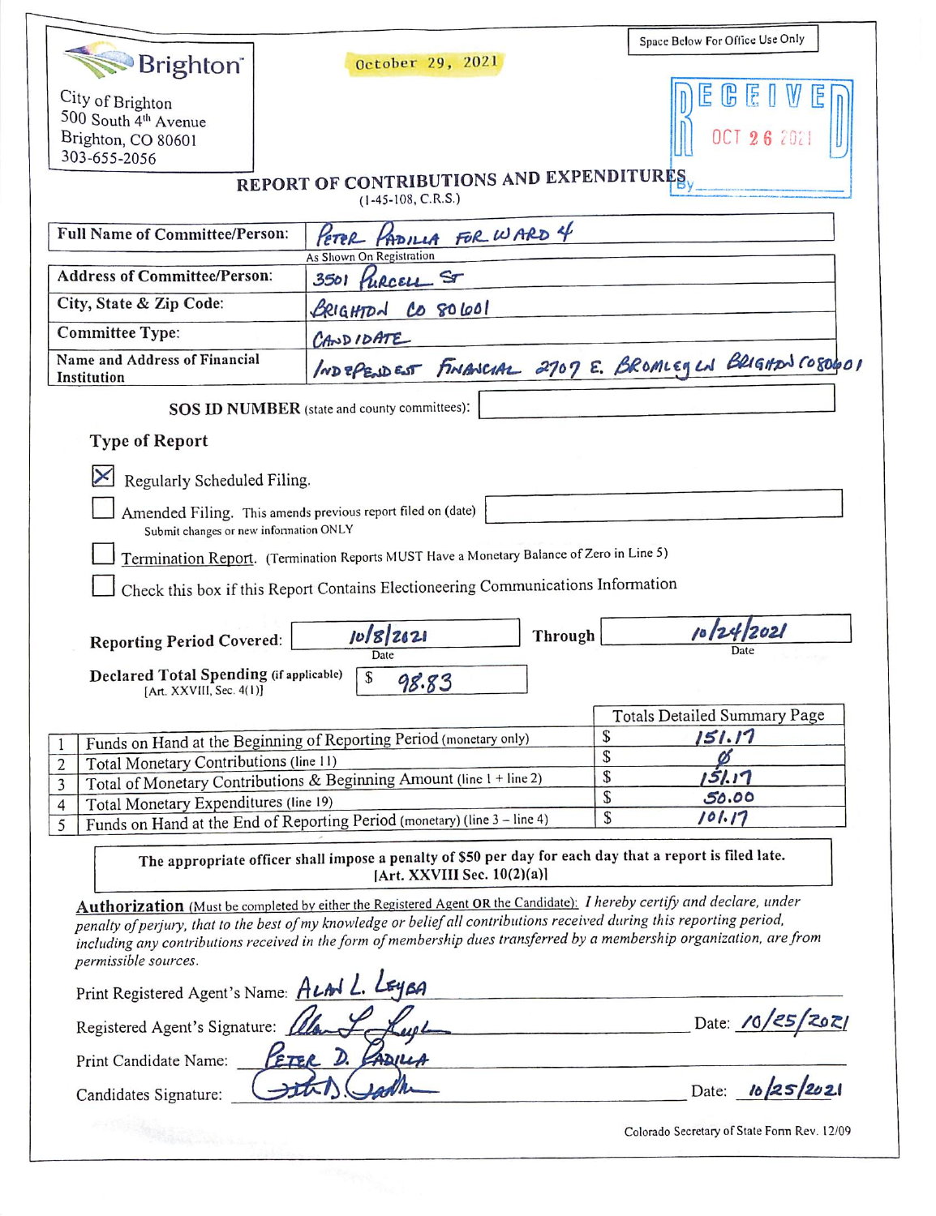Brighton

City of Brighton
500 South 4th Avenue
Brighton, CO 80601
303-655-2056

October 29, 2021

Space Below For Office Use Only

RECEIVED
OCT 26 2021
By

# REPORT OF CONTRIBUTIONS AND EXPENDITURES

(1-45-108, C.R.S.)

| | |
|---|---|
| Full Name of Committee/Person: | PETER PADILLA FOR WARD 4 (As Shown On Registration) |
| Address of Committee/Person: | 3501 PURCELL ST |
| City, State & Zip Code: | BRIGHTON CO 80601 |
| Committee Type: | CANDIDATE |
| Name and Address of Financial Institution | INDEPENDENT FINANCIAL 2707 E. BROMLEY LN BRIGHTON CO 80601 |

**SOS ID NUMBER** (state and county committees):

**Type of Report**

- [x] Regularly Scheduled Filing.
- [ ] Amended Filing. This amends previous report filed on (date) ____ Submit changes or new information ONLY
- [ ] Termination Report. (Termination Reports MUST Have a Monetary Balance of Zero in Line 5)
- [ ] Check this box if this Report Contains Electioneering Communications Information

**Reporting Period Covered:** 10/8/2021 (Date) **Through** 10/24/2021 (Date)

**Declared Total Spending** (if applicable) [Art. XXVIII, Sec. 4(1)] $ 98.83

| | | Totals Detailed Summary Page |
|---|---|---|
| 1 | Funds on Hand at the Beginning of Reporting Period (monetary only) | $ 151.17 |
| 2 | Total Monetary Contributions (line 11) | $ Ø |
| 3 | Total of Monetary Contributions & Beginning Amount (line 1 + line 2) | $ 151.17 |
| 4 | Total Monetary Expenditures (line 19) | $ 50.00 |
| 5 | Funds on Hand at the End of Reporting Period (monetary) (line 3 – line 4) | $ 101.17 |

**The appropriate officer shall impose a penalty of $50 per day for each day that a report is filed late. [Art. XXVIII Sec. 10(2)(a)]**

**Authorization** (Must be completed by either the Registered Agent OR the Candidate): *I hereby certify and declare, under penalty of perjury, that to the best of my knowledge or belief all contributions received during this reporting period, including any contributions received in the form of membership dues transferred by a membership organization, are from permissible sources.*

Print Registered Agent's Name: ALAN L. LEYBA

Registered Agent's Signature: [signature] Date: 10/25/2021

Print Candidate Name: PETER D. PADILLA

Candidates Signature: [signature] Date: 10/25/2021

Colorado Secretary of State Form Rev. 12/09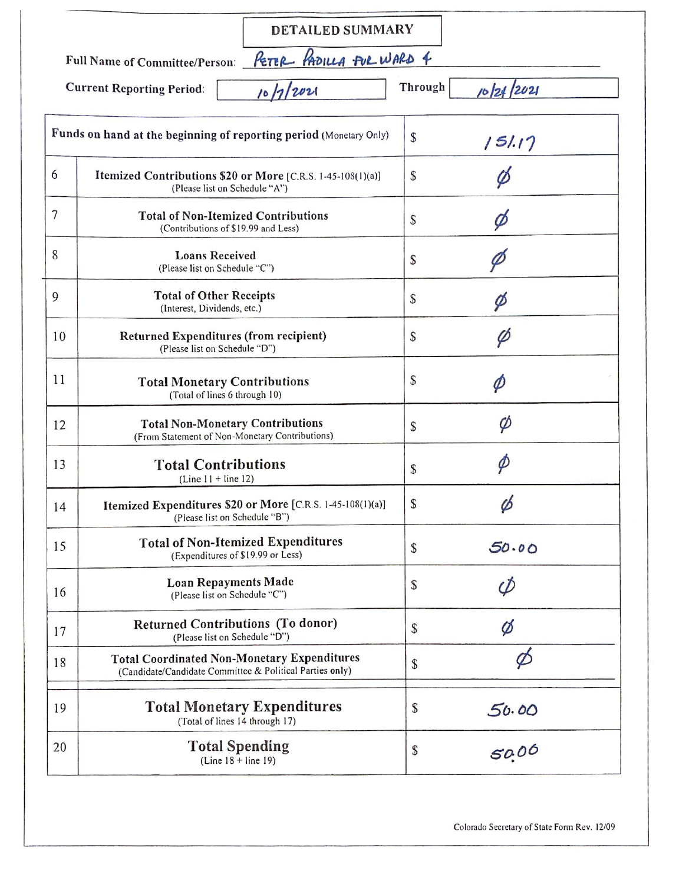# DETAILED SUMMARY

Full Name of Committee/Person: Peter Padilla for Ward 4

Current Reporting Period: 10/7/2021 Through 10/24/2021

| | | | |
|---|---|---|---|
| Funds on hand at the beginning of reporting period (Monetary Only) | | $ | 151.17 |
| 6 | **Itemized Contributions $20 or More** [C.R.S. 1-45-108(1)(a)] (Please list on Schedule "A") | $ | ∅ |
| 7 | **Total of Non-Itemized Contributions** (Contributions of $19.99 and Less) | $ | ∅ |
| 8 | **Loans Received** (Please list on Schedule "C") | $ | ∅ |
| 9 | **Total of Other Receipts** (Interest, Dividends, etc.) | $ | ∅ |
| 10 | **Returned Expenditures (from recipient)** (Please list on Schedule "D") | $ | ∅ |
| 11 | **Total Monetary Contributions** (Total of lines 6 through 10) | $ | ∅ |
| 12 | **Total Non-Monetary Contributions** (From Statement of Non-Monetary Contributions) | $ | ∅ |
| 13 | **Total Contributions** (Line 11 + line 12) | $ | ∅ |
| 14 | **Itemized Expenditures $20 or More** [C.R.S. 1-45-108(1)(a)] (Please list on Schedule "B") | $ | ∅ |
| 15 | **Total of Non-Itemized Expenditures** (Expenditures of $19.99 or Less) | $ | 50.00 |
| 16 | **Loan Repayments Made** (Please list on Schedule "C") | $ | ∅ |
| 17 | **Returned Contributions (To donor)** (Please list on Schedule "D") | $ | ∅ |
| 18 | **Total Coordinated Non-Monetary Expenditures** (Candidate/Candidate Committee & Political Parties only) | $ | ∅ |
| 19 | **Total Monetary Expenditures** (Total of lines 14 through 17) | $ | 50.00 |
| 20 | **Total Spending** (Line 18 + line 19) | $ | 50.00 |

Colorado Secretary of State Form Rev. 12/09